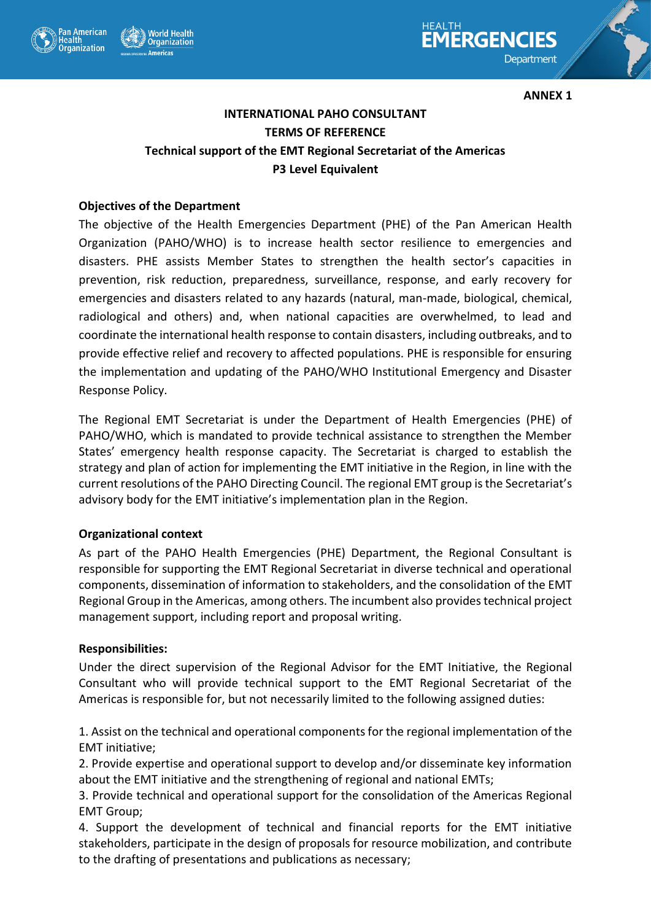**ANNEX 1**

**INTERNATIONAL PAHO CONSULTANT**
**TERMS OF REFERENCE**
**Technical support of the EMT Regional Secretariat of the Americas**
**P3 Level Equivalent**

## Objectives of the Department

The objective of the Health Emergencies Department (PHE) of the Pan American Health Organization (PAHO/WHO) is to increase health sector resilience to emergencies and disasters. PHE assists Member States to strengthen the health sector's capacities in prevention, risk reduction, preparedness, surveillance, response, and early recovery for emergencies and disasters related to any hazards (natural, man-made, biological, chemical, radiological and others) and, when national capacities are overwhelmed, to lead and coordinate the international health response to contain disasters, including outbreaks, and to provide effective relief and recovery to affected populations. PHE is responsible for ensuring the implementation and updating of the PAHO/WHO Institutional Emergency and Disaster Response Policy.

The Regional EMT Secretariat is under the Department of Health Emergencies (PHE) of PAHO/WHO, which is mandated to provide technical assistance to strengthen the Member States' emergency health response capacity. The Secretariat is charged to establish the strategy and plan of action for implementing the EMT initiative in the Region, in line with the current resolutions of the PAHO Directing Council. The regional EMT group is the Secretariat's advisory body for the EMT initiative's implementation plan in the Region.

## Organizational context

As part of the PAHO Health Emergencies (PHE) Department, the Regional Consultant is responsible for supporting the EMT Regional Secretariat in diverse technical and operational components, dissemination of information to stakeholders, and the consolidation of the EMT Regional Group in the Americas, among others. The incumbent also provides technical project management support, including report and proposal writing.

## Responsibilities:

Under the direct supervision of the Regional Advisor for the EMT Initiative, the Regional Consultant who will provide technical support to the EMT Regional Secretariat of the Americas is responsible for, but not necessarily limited to the following assigned duties:

1. Assist on the technical and operational components for the regional implementation of the EMT initiative;
2. Provide expertise and operational support to develop and/or disseminate key information about the EMT initiative and the strengthening of regional and national EMTs;
3. Provide technical and operational support for the consolidation of the Americas Regional EMT Group;
4. Support the development of technical and financial reports for the EMT initiative stakeholders, participate in the design of proposals for resource mobilization, and contribute to the drafting of presentations and publications as necessary;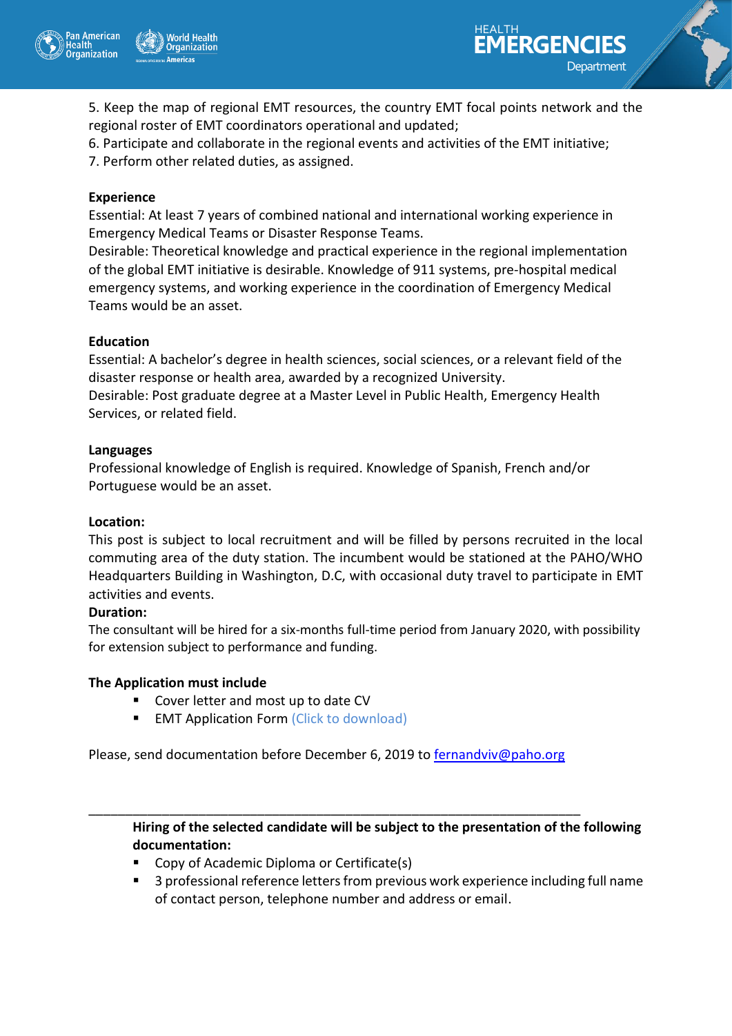5. Keep the map of regional EMT resources, the country EMT focal points network and the regional roster of EMT coordinators operational and updated;
6. Participate and collaborate in the regional events and activities of the EMT initiative;
7. Perform other related duties, as assigned.

**Experience**

Essential: At least 7 years of combined national and international working experience in Emergency Medical Teams or Disaster Response Teams.
Desirable: Theoretical knowledge and practical experience in the regional implementation of the global EMT initiative is desirable. Knowledge of 911 systems, pre-hospital medical emergency systems, and working experience in the coordination of Emergency Medical Teams would be an asset.

**Education**

Essential: A bachelor's degree in health sciences, social sciences, or a relevant field of the disaster response or health area, awarded by a recognized University.
Desirable: Post graduate degree at a Master Level in Public Health, Emergency Health Services, or related field.

**Languages**

Professional knowledge of English is required. Knowledge of Spanish, French and/or Portuguese would be an asset.

**Location:**

This post is subject to local recruitment and will be filled by persons recruited in the local commuting area of the duty station. The incumbent would be stationed at the PAHO/WHO Headquarters Building in Washington, D.C, with occasional duty travel to participate in EMT activities and events.

**Duration:**

The consultant will be hired for a six-months full-time period from January 2020, with possibility for extension subject to performance and funding.

**The Application must include**

- Cover letter and most up to date CV
- EMT Application Form (Click to download)

Please, send documentation before December 6, 2019 to fernandviv@paho.org

---

**Hiring of the selected candidate will be subject to the presentation of the following documentation:**

- Copy of Academic Diploma or Certificate(s)
- 3 professional reference letters from previous work experience including full name of contact person, telephone number and address or email.